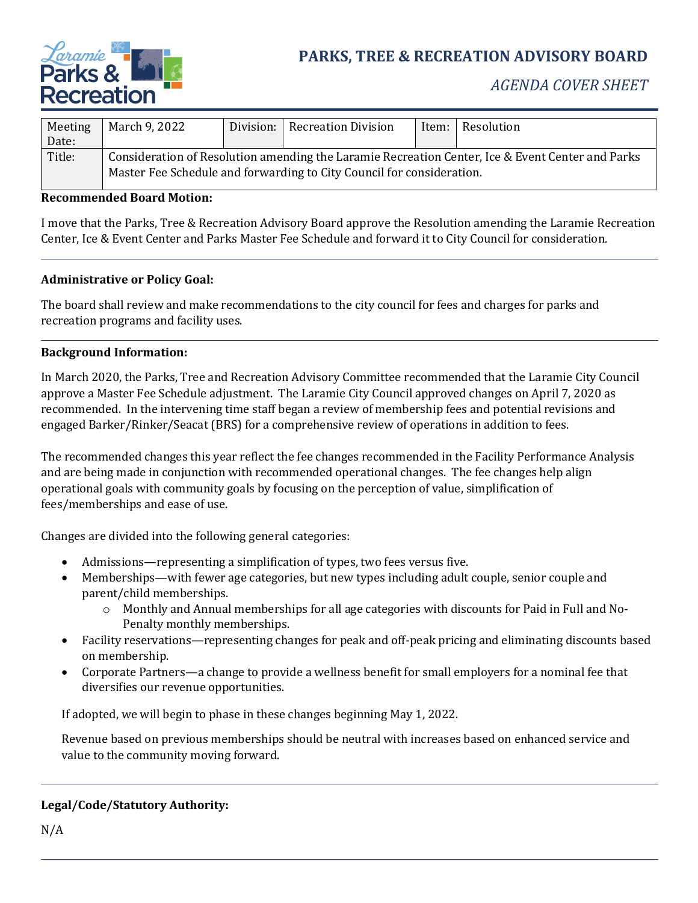# PARKS, TREE & RECREATION ADVISORY BOARD

*AGENDA COVER SHEET*

| Meeting Date: | March 9, 2022 | Division: | Recreation Division | Item: | Resolution |
|---|---|---|---|---|---|
| Title: | Consideration of Resolution amending the Laramie Recreation Center, Ice & Event Center and Parks Master Fee Schedule and forwarding to City Council for consideration. | | | | |

**Recommended Board Motion:**

I move that the Parks, Tree & Recreation Advisory Board approve the Resolution amending the Laramie Recreation Center, Ice & Event Center and Parks Master Fee Schedule and forward it to City Council for consideration.

**Administrative or Policy Goal:**

The board shall review and make recommendations to the city council for fees and charges for parks and recreation programs and facility uses.

**Background Information:**

In March 2020, the Parks, Tree and Recreation Advisory Committee recommended that the Laramie City Council approve a Master Fee Schedule adjustment. The Laramie City Council approved changes on April 7, 2020 as recommended. In the intervening time staff began a review of membership fees and potential revisions and engaged Barker/Rinker/Seacat (BRS) for a comprehensive review of operations in addition to fees.

The recommended changes this year reflect the fee changes recommended in the Facility Performance Analysis and are being made in conjunction with recommended operational changes. The fee changes help align operational goals with community goals by focusing on the perception of value, simplification of fees/memberships and ease of use.

Changes are divided into the following general categories:

- Admissions—representing a simplification of types, two fees versus five.
- Memberships—with fewer age categories, but new types including adult couple, senior couple and parent/child memberships.
  - Monthly and Annual memberships for all age categories with discounts for Paid in Full and No-Penalty monthly memberships.
- Facility reservations—representing changes for peak and off-peak pricing and eliminating discounts based on membership.
- Corporate Partners—a change to provide a wellness benefit for small employers for a nominal fee that diversifies our revenue opportunities.

If adopted, we will begin to phase in these changes beginning May 1, 2022.

Revenue based on previous memberships should be neutral with increases based on enhanced service and value to the community moving forward.

**Legal/Code/Statutory Authority:**

N/A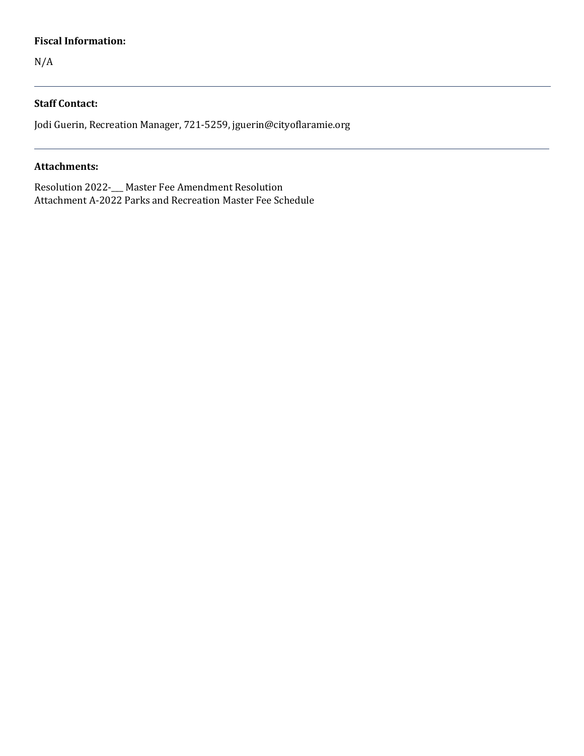**Fiscal Information:**

N/A

---

**Staff Contact:**

Jodi Guerin, Recreation Manager, 721-5259, jguerin@cityoflaramie.org

---

**Attachments:**

Resolution 2022-___ Master Fee Amendment Resolution
Attachment A-2022 Parks and Recreation Master Fee Schedule